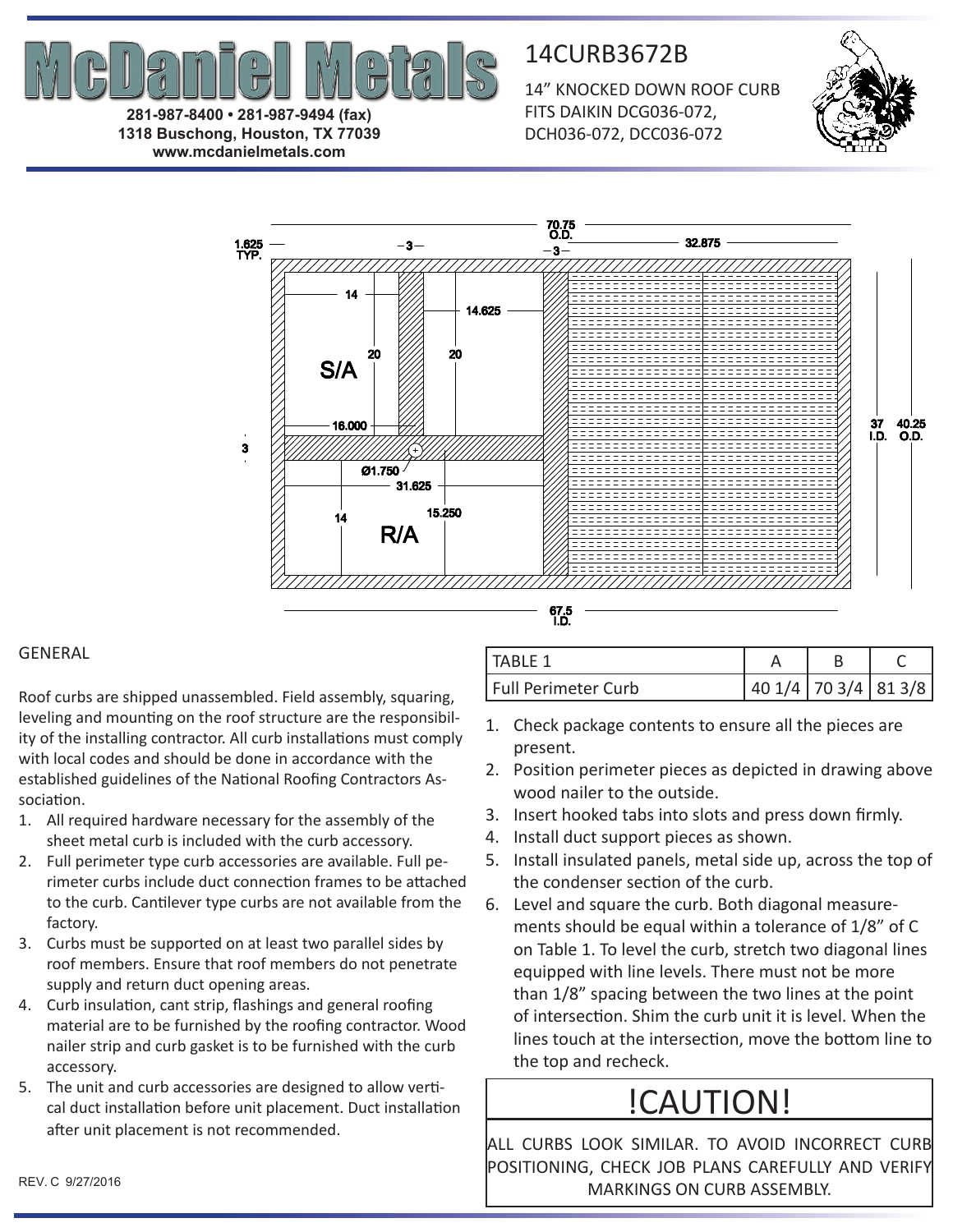# McDaniel Metals

281-987-8400 • 281-987-9494 (fax)
1318 Buschong, Houston, TX 77039
www.mcdanielmetals.com

## 14CURB3672B

14" KNOCKED DOWN ROOF CURB
FITS DAIKIN DCG036-072, DCH036-072, DCC036-072

70.75 O.D.
32.875
1.625 TYP.
3
3
14
14.625
20
20
S/A
16.000
3
Ø1.750
31.625
15.250
14
R/A
37 I.D.
40.25 O.D.
67.5 I.D.

## GENERAL

Roof curbs are shipped unassembled. Field assembly, squaring, leveling and mounting on the roof structure are the responsibility of the installing contractor. All curb installations must comply with local codes and should be done in accordance with the established guidelines of the National Roofing Contractors Association.

1. All required hardware necessary for the assembly of the sheet metal curb is included with the curb accessory.
2. Full perimeter type curb accessories are available. Full perimeter curbs include duct connection frames to be attached to the curb. Cantilever type curbs are not available from the factory.
3. Curbs must be supported on at least two parallel sides by roof members. Ensure that roof members do not penetrate supply and return duct opening areas.
4. Curb insulation, cant strip, flashings and general roofing material are to be furnished by the roofing contractor. Wood nailer strip and curb gasket is to be furnished with the curb accessory.
5. The unit and curb accessories are designed to allow vertical duct installation before unit placement. Duct installation after unit placement is not recommended.

| TABLE 1 | A | B | C |
|---|---|---|---|
| Full Perimeter Curb | 40 1/4 | 70 3/4 | 81 3/8 |

1. Check package contents to ensure all the pieces are present.
2. Position perimeter pieces as depicted in drawing above wood nailer to the outside.
3. Insert hooked tabs into slots and press down firmly.
4. Install duct support pieces as shown.
5. Install insulated panels, metal side up, across the top of the condenser section of the curb.
6. Level and square the curb. Both diagonal measurements should be equal within a tolerance of 1/8" of C on Table 1. To level the curb, stretch two diagonal lines equipped with line levels. There must not be more than 1/8" spacing between the two lines at the point of intersection. Shim the curb unit it is level. When the lines touch at the intersection, move the bottom line to the top and recheck.

## !CAUTION!

ALL CURBS LOOK SIMILAR. TO AVOID INCORRECT CURB POSITIONING, CHECK JOB PLANS CAREFULLY AND VERIFY MARKINGS ON CURB ASSEMBLY.

REV. C 9/27/2016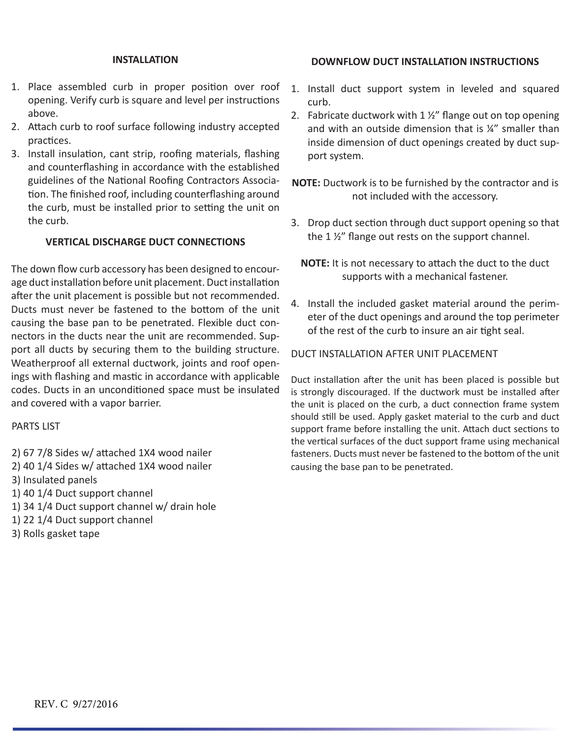## INSTALLATION

1. Place assembled curb in proper position over roof opening. Verify curb is square and level per instructions above.
2. Attach curb to roof surface following industry accepted practices.
3. Install insulation, cant strip, roofing materials, flashing and counterflashing in accordance with the established guidelines of the National Roofing Contractors Association. The finished roof, including counterflashing around the curb, must be installed prior to setting the unit on the curb.

## VERTICAL DISCHARGE DUCT CONNECTIONS

The down flow curb accessory has been designed to encourage duct installation before unit placement. Duct installation after the unit placement is possible but not recommended. Ducts must never be fastened to the bottom of the unit causing the base pan to be penetrated. Flexible duct connectors in the ducts near the unit are recommended. Support all ducts by securing them to the building structure. Weatherproof all external ductwork, joints and roof openings with flashing and mastic in accordance with applicable codes. Ducts in an unconditioned space must be insulated and covered with a vapor barrier.

PARTS LIST

2) 67 7/8 Sides w/ attached 1X4 wood nailer
2) 40 1/4 Sides w/ attached 1X4 wood nailer
3) Insulated panels
1) 40 1/4 Duct support channel
1) 34 1/4 Duct support channel w/ drain hole
1) 22 1/4 Duct support channel
3) Rolls gasket tape

## DOWNFLOW DUCT INSTALLATION INSTRUCTIONS

1. Install duct support system in leveled and squared curb.
2. Fabricate ductwork with 1 ½" flange out on top opening and with an outside dimension that is ¼" smaller than inside dimension of duct openings created by duct support system.

**NOTE:** Ductwork is to be furnished by the contractor and is not included with the accessory.

3. Drop duct section through duct support opening so that the 1 ½" flange out rests on the support channel.

**NOTE:** It is not necessary to attach the duct to the duct supports with a mechanical fastener.

4. Install the included gasket material around the perimeter of the duct openings and around the top perimeter of the rest of the curb to insure an air tight seal.

DUCT INSTALLATION AFTER UNIT PLACEMENT

Duct installation after the unit has been placed is possible but is strongly discouraged. If the ductwork must be installed after the unit is placed on the curb, a duct connection frame system should still be used. Apply gasket material to the curb and duct support frame before installing the unit. Attach duct sections to the vertical surfaces of the duct support frame using mechanical fasteners. Ducts must never be fastened to the bottom of the unit causing the base pan to be penetrated.

REV. C 9/27/2016